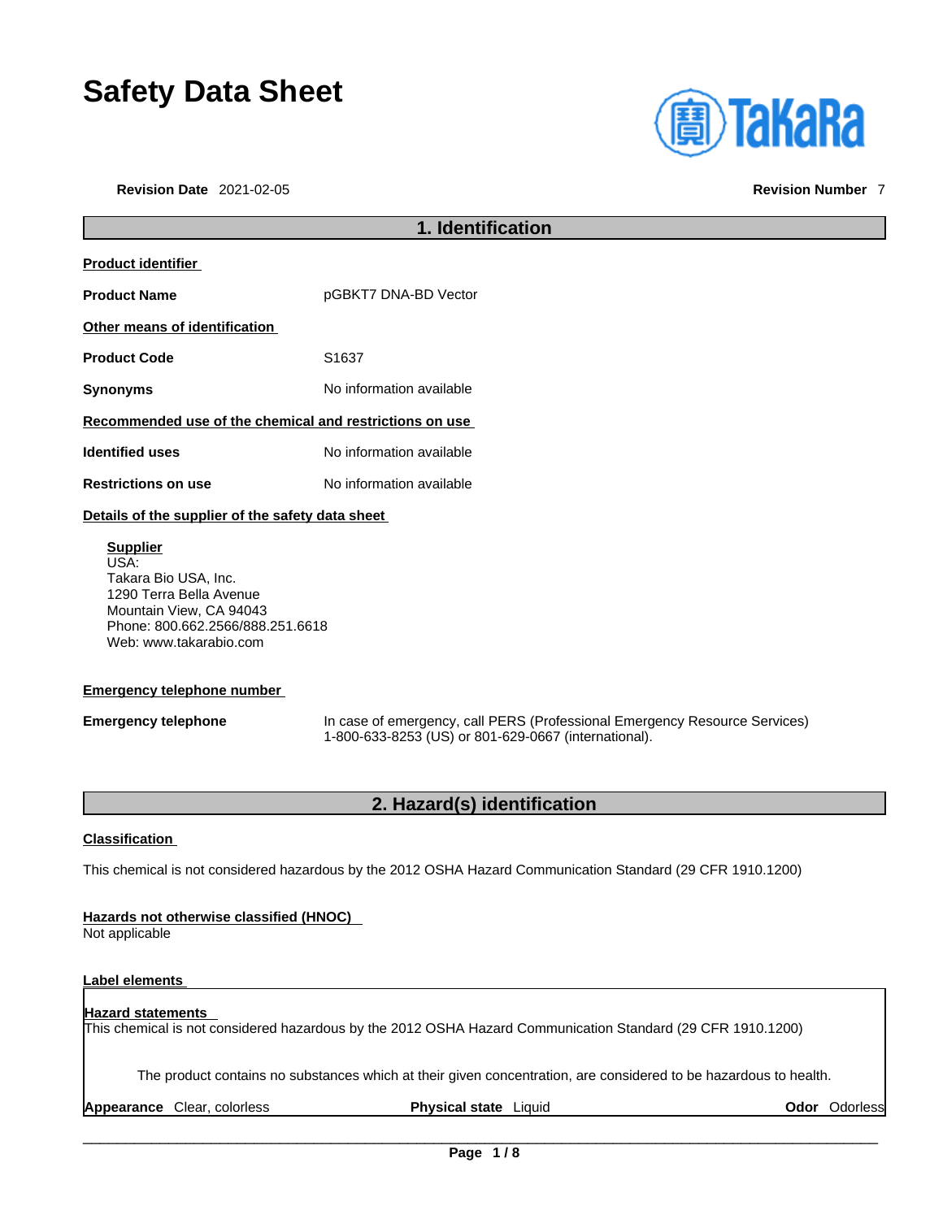# Safety Data Sheet

**Revision Date** 2021-02-05 **Revision Number** 7

## 1. Identification

**Product identifier**

**Product Name** pGBKT7 DNA-BD Vector

**Other means of identification**

**Product Code** S1637

**Synonyms** No information available

**Recommended use of the chemical and restrictions on use**

**Identified uses** No information available

**Restrictions on use** No information available

**Details of the supplier of the safety data sheet**

**Supplier**
USA:
Takara Bio USA, Inc.
1290 Terra Bella Avenue
Mountain View, CA 94043
Phone: 800.662.2566/888.251.6618
Web: www.takarabio.com

**Emergency telephone number**

**Emergency telephone** In case of emergency, call PERS (Professional Emergency Resource Services) 1-800-633-8253 (US) or 801-629-0667 (international).

## 2. Hazard(s) identification

**Classification**

This chemical is not considered hazardous by the 2012 OSHA Hazard Communication Standard (29 CFR 1910.1200)

**Hazards not otherwise classified (HNOC)**
Not applicable

**Label elements**

**Hazard statements**
This chemical is not considered hazardous by the 2012 OSHA Hazard Communication Standard (29 CFR 1910.1200)

The product contains no substances which at their given concentration, are considered to be hazardous to health.

**Appearance** Clear, colorless **Physical state** Liquid **Odor** Odorless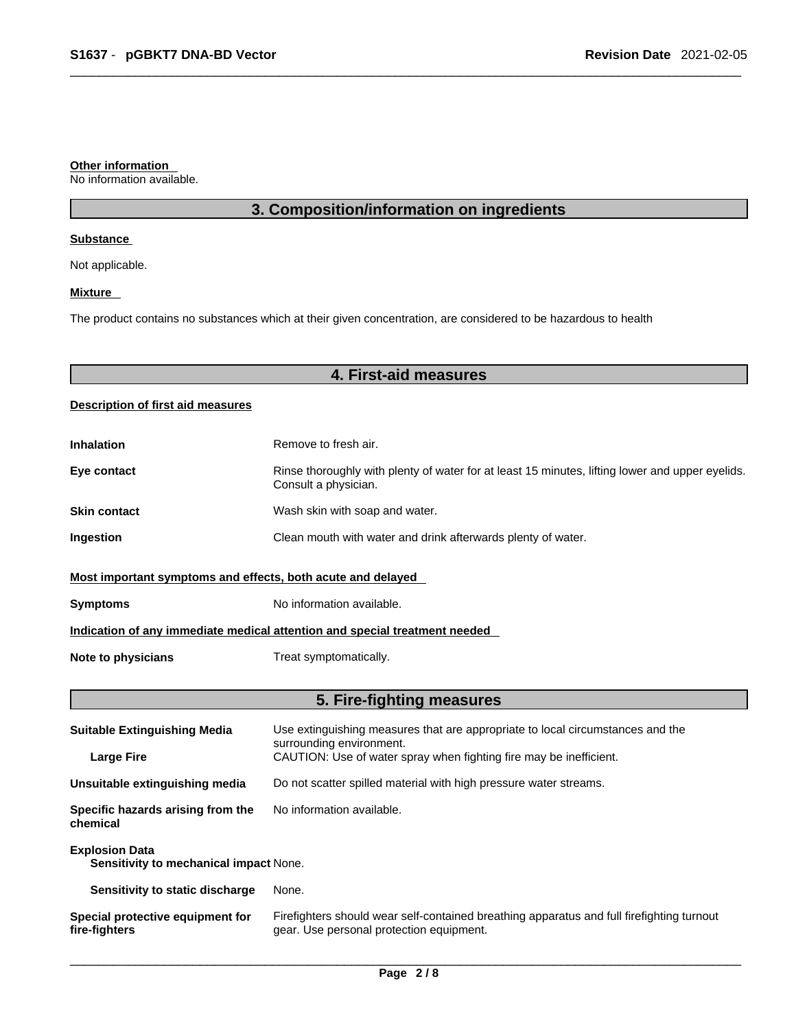**Other information**

No information available.

## 3. Composition/information on ingredients

**Substance**

Not applicable.

**Mixture**

The product contains no substances which at their given concentration, are considered to be hazardous to health

## 4. First-aid measures

**Description of first aid measures**

| | |
|---|---|
| **Inhalation** | Remove to fresh air. |
| **Eye contact** | Rinse thoroughly with plenty of water for at least 15 minutes, lifting lower and upper eyelids. Consult a physician. |
| **Skin contact** | Wash skin with soap and water. |
| **Ingestion** | Clean mouth with water and drink afterwards plenty of water. |

**Most important symptoms and effects, both acute and delayed**

| | |
|---|---|
| **Symptoms** | No information available. |

**Indication of any immediate medical attention and special treatment needed**

| | |
|---|---|
| **Note to physicians** | Treat symptomatically. |

## 5. Fire-fighting measures

| | |
|---|---|
| **Suitable Extinguishing Media** | Use extinguishing measures that are appropriate to local circumstances and the surrounding environment. |
| **Large Fire** | CAUTION: Use of water spray when fighting fire may be inefficient. |
| **Unsuitable extinguishing media** | Do not scatter spilled material with high pressure water streams. |
| **Specific hazards arising from the chemical** | No information available. |
| **Explosion Data** | |
| **Sensitivity to mechanical impact** | None. |
| **Sensitivity to static discharge** | None. |
| **Special protective equipment for fire-fighters** | Firefighters should wear self-contained breathing apparatus and full firefighting turnout gear. Use personal protection equipment. |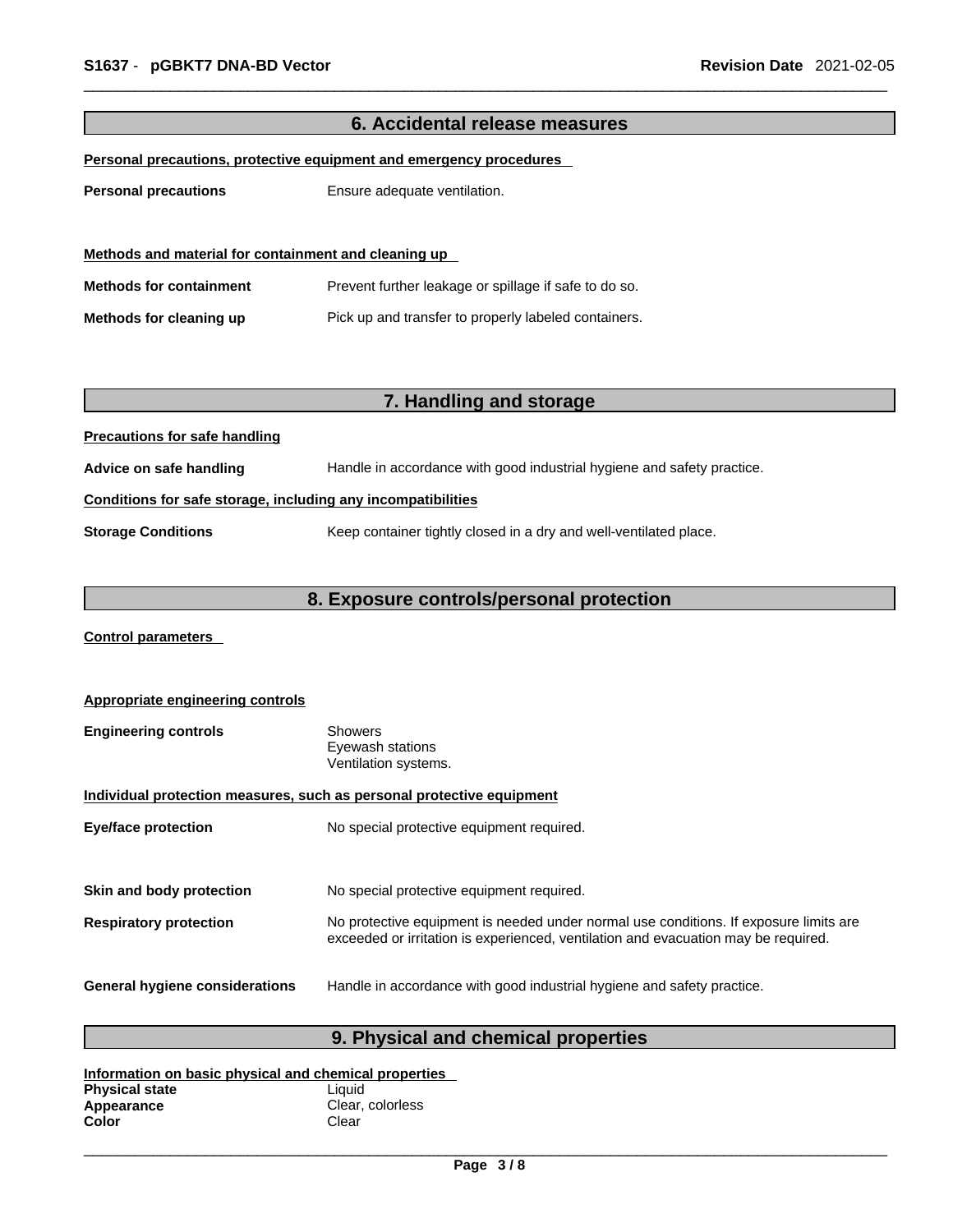## 6. Accidental release measures

**Personal precautions, protective equipment and emergency procedures**

**Personal precautions** Ensure adequate ventilation.

**Methods and material for containment and cleaning up**

**Methods for containment** Prevent further leakage or spillage if safe to do so.

**Methods for cleaning up** Pick up and transfer to properly labeled containers.

## 7. Handling and storage

**Precautions for safe handling**

**Advice on safe handling** Handle in accordance with good industrial hygiene and safety practice.

**Conditions for safe storage, including any incompatibilities**

**Storage Conditions** Keep container tightly closed in a dry and well-ventilated place.

## 8. Exposure controls/personal protection

**Control parameters**

**Appropriate engineering controls**

**Engineering controls** Showers
Eyewash stations
Ventilation systems.

**Individual protection measures, such as personal protective equipment**

**Eye/face protection** No special protective equipment required.

**Skin and body protection** No special protective equipment required.

**Respiratory protection** No protective equipment is needed under normal use conditions. If exposure limits are exceeded or irritation is experienced, ventilation and evacuation may be required.

**General hygiene considerations** Handle in accordance with good industrial hygiene and safety practice.

## 9. Physical and chemical properties

**Information on basic physical and chemical properties**

**Physical state** Liquid
**Appearance** Clear, colorless
**Color** Clear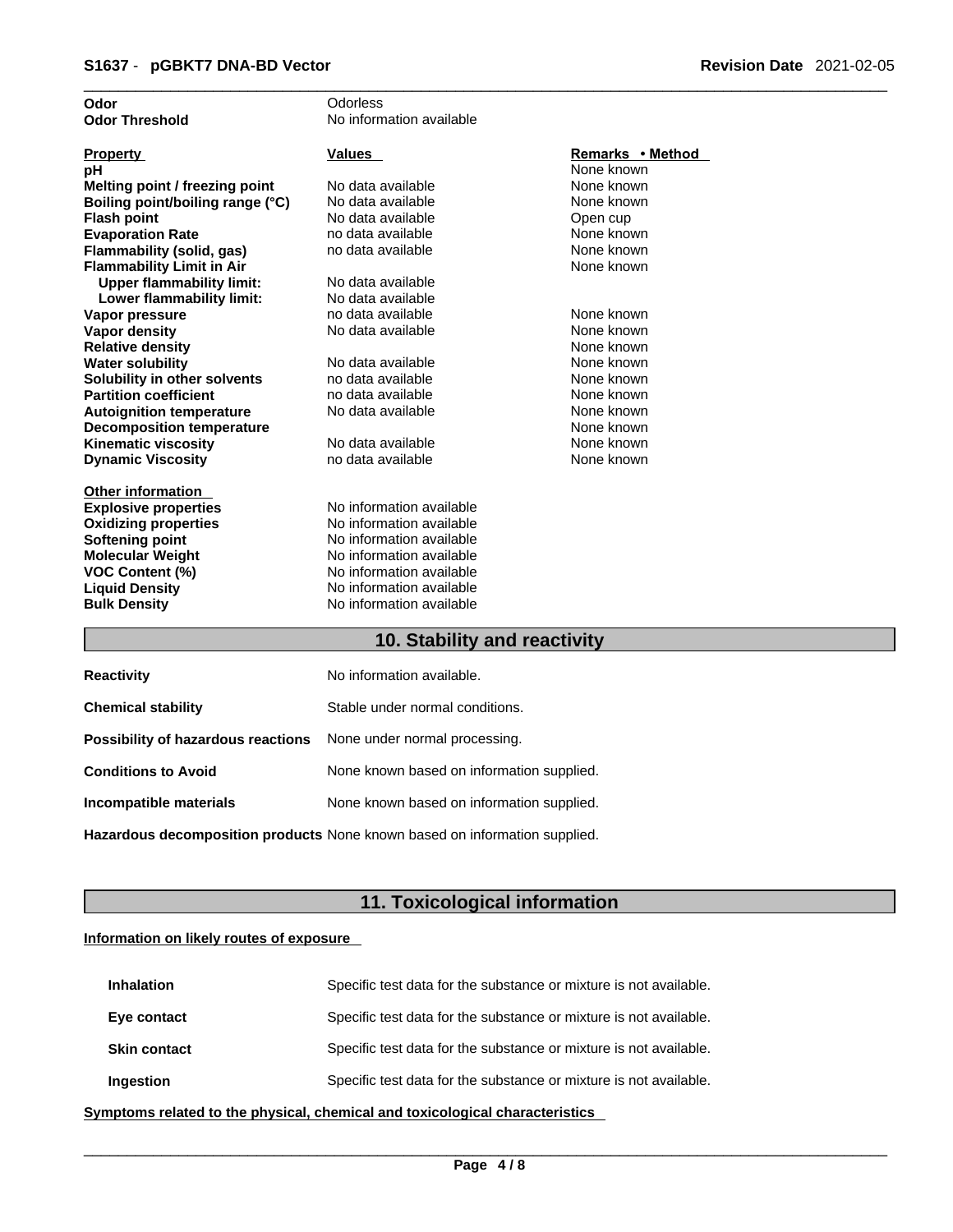| | |
|---|---|
| **Odor** | Odorless |
| **Odor Threshold** | No information available |

| **Property** | **Values** | **Remarks • Method** |
|---|---|---|
| **pH** | | None known |
| **Melting point / freezing point** | No data available | None known |
| **Boiling point/boiling range (°C)** | No data available | None known |
| **Flash point** | No data available | Open cup |
| **Evaporation Rate** | no data available | None known |
| **Flammability (solid, gas)** | no data available | None known |
| **Flammability Limit in Air** | | None known |
| **Upper flammability limit:** | No data available | |
| **Lower flammability limit:** | No data available | |
| **Vapor pressure** | no data available | None known |
| **Vapor density** | No data available | None known |
| **Relative density** | | None known |
| **Water solubility** | No data available | None known |
| **Solubility in other solvents** | no data available | None known |
| **Partition coefficient** | no data available | None known |
| **Autoignition temperature** | No data available | None known |
| **Decomposition temperature** | | None known |
| **Kinematic viscosity** | No data available | None known |
| **Dynamic Viscosity** | no data available | None known |

**Other information**

| | |
|---|---|
| **Explosive properties** | No information available |
| **Oxidizing properties** | No information available |
| **Softening point** | No information available |
| **Molecular Weight** | No information available |
| **VOC Content (%)** | No information available |
| **Liquid Density** | No information available |
| **Bulk Density** | No information available |

## 10. Stability and reactivity

| | |
|---|---|
| **Reactivity** | No information available. |
| **Chemical stability** | Stable under normal conditions. |
| **Possibility of hazardous reactions** | None under normal processing. |
| **Conditions to Avoid** | None known based on information supplied. |
| **Incompatible materials** | None known based on information supplied. |
| **Hazardous decomposition products** | None known based on information supplied. |

## 11. Toxicological information

**Information on likely routes of exposure**

| | |
|---|---|
| **Inhalation** | Specific test data for the substance or mixture is not available. |
| **Eye contact** | Specific test data for the substance or mixture is not available. |
| **Skin contact** | Specific test data for the substance or mixture is not available. |
| **Ingestion** | Specific test data for the substance or mixture is not available. |

**Symptoms related to the physical, chemical and toxicological characteristics**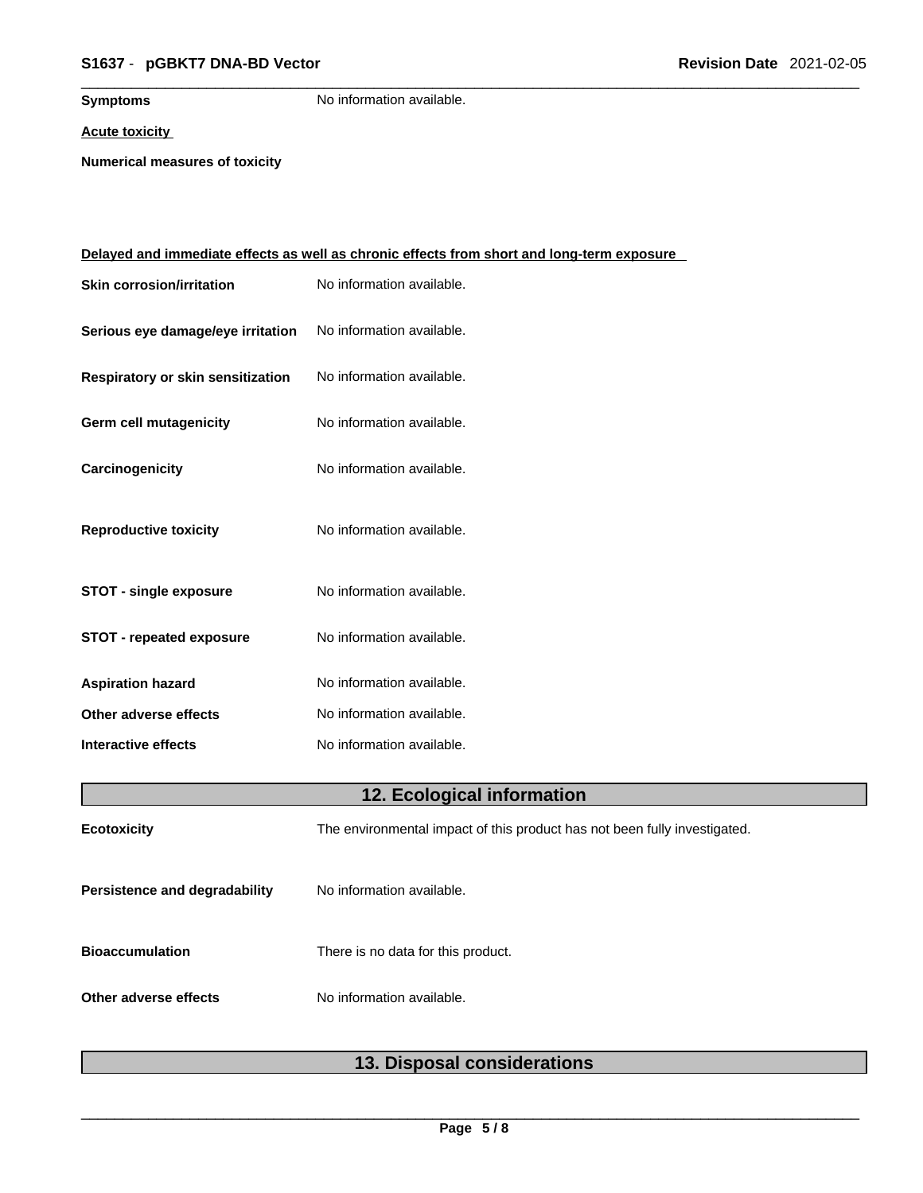**Symptoms** No information available.

**Acute toxicity**

**Numerical measures of toxicity**

**Delayed and immediate effects as well as chronic effects from short and long-term exposure**

**Skin corrosion/irritation** No information available.

**Serious eye damage/eye irritation** No information available.

**Respiratory or skin sensitization** No information available.

**Germ cell mutagenicity** No information available.

**Carcinogenicity** No information available.

**Reproductive toxicity** No information available.

**STOT - single exposure** No information available.

**STOT - repeated exposure** No information available.

**Aspiration hazard** No information available.

**Other adverse effects** No information available.

**Interactive effects** No information available.

## 12. Ecological information

**Ecotoxicity** The environmental impact of this product has not been fully investigated.

**Persistence and degradability** No information available.

**Bioaccumulation** There is no data for this product.

**Other adverse effects** No information available.

## 13. Disposal considerations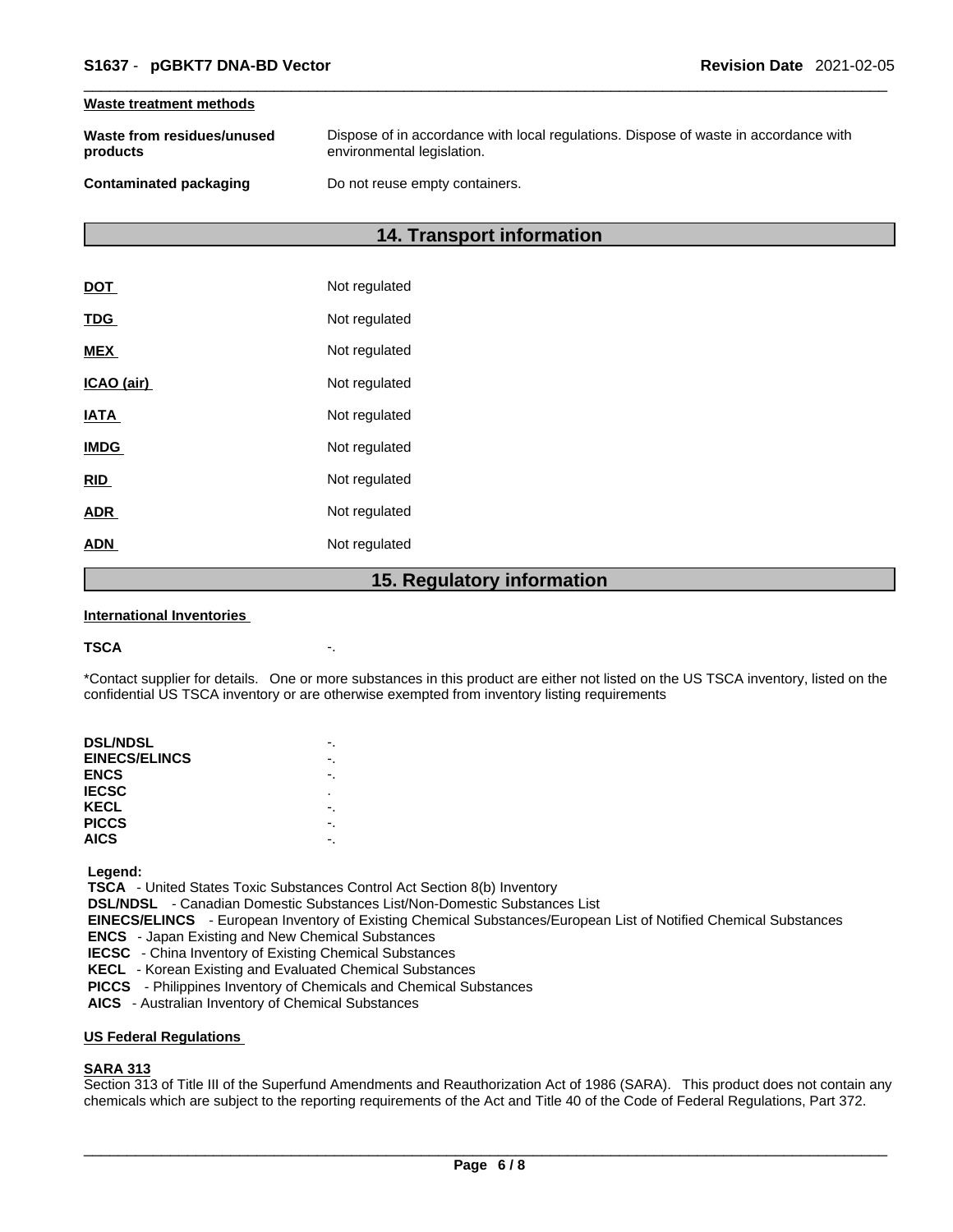#### Waste treatment methods

| | |
|---|---|
| **Waste from residues/unused products** | Dispose of in accordance with local regulations. Dispose of waste in accordance with environmental legislation. |
| **Contaminated packaging** | Do not reuse empty containers. |

## 14. Transport information

| | |
|---|---|
| **DOT** | Not regulated |
| **TDG** | Not regulated |
| **MEX** | Not regulated |
| **ICAO (air)** | Not regulated |
| **IATA** | Not regulated |
| **IMDG** | Not regulated |
| **RID** | Not regulated |
| **ADR** | Not regulated |
| **ADN** | Not regulated |

## 15. Regulatory information

#### International Inventories

**TSCA** -.

*Contact supplier for details. One or more substances in this product are either not listed on the US TSCA inventory, listed on the confidential US TSCA inventory or are otherwise exempted from inventory listing requirements

| | |
|---|---|
| **DSL/NDSL** | -. |
| **EINECS/ELINCS** | -. |
| **ENCS** | -. |
| **IECSC** | . |
| **KECL** | -. |
| **PICCS** | -. |
| **AICS** | -. |

**Legend:**
**TSCA** - United States Toxic Substances Control Act Section 8(b) Inventory
**DSL/NDSL** - Canadian Domestic Substances List/Non-Domestic Substances List
**EINECS/ELINCS** - European Inventory of Existing Chemical Substances/European List of Notified Chemical Substances
**ENCS** - Japan Existing and New Chemical Substances
**IECSC** - China Inventory of Existing Chemical Substances
**KECL** - Korean Existing and Evaluated Chemical Substances
**PICCS** - Philippines Inventory of Chemicals and Chemical Substances
**AICS** - Australian Inventory of Chemical Substances

#### US Federal Regulations

**SARA 313**
Section 313 of Title III of the Superfund Amendments and Reauthorization Act of 1986 (SARA). This product does not contain any chemicals which are subject to the reporting requirements of the Act and Title 40 of the Code of Federal Regulations, Part 372.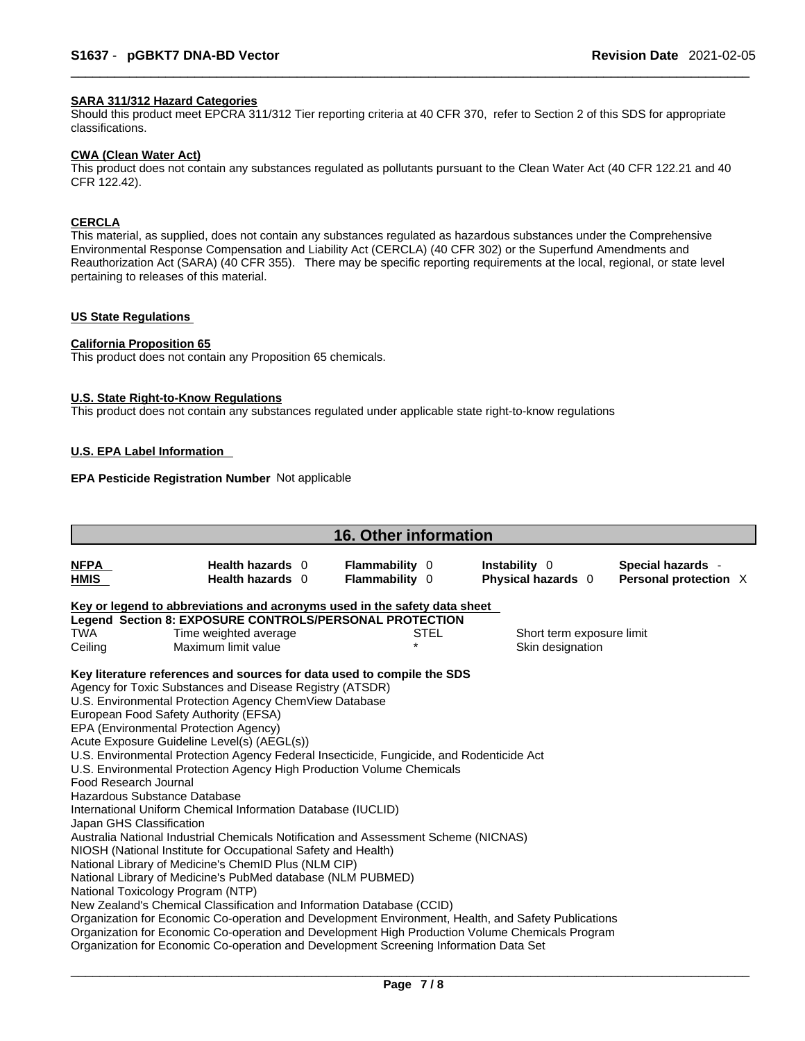**SARA 311/312 Hazard Categories**

Should this product meet EPCRA 311/312 Tier reporting criteria at 40 CFR 370, refer to Section 2 of this SDS for appropriate classifications.

**CWA (Clean Water Act)**

This product does not contain any substances regulated as pollutants pursuant to the Clean Water Act (40 CFR 122.21 and 40 CFR 122.42).

**CERCLA**

This material, as supplied, does not contain any substances regulated as hazardous substances under the Comprehensive Environmental Response Compensation and Liability Act (CERCLA) (40 CFR 302) or the Superfund Amendments and Reauthorization Act (SARA) (40 CFR 355). There may be specific reporting requirements at the local, regional, or state level pertaining to releases of this material.

**US State Regulations**

**California Proposition 65**

This product does not contain any Proposition 65 chemicals.

**U.S. State Right-to-Know Regulations**

This product does not contain any substances regulated under applicable state right-to-know regulations

**U.S. EPA Label Information**

**EPA Pesticide Registration Number** Not applicable

## 16. Other information

| | | | | |
|---|---|---|---|---|
| **NFPA** | **Health hazards** 0 | **Flammability** 0 | **Instability** 0 | **Special hazards** - |
| **HMIS** | **Health hazards** 0 | **Flammability** 0 | **Physical hazards** 0 | **Personal protection** X |

**Key or legend to abbreviations and acronyms used in the safety data sheet**

**Legend Section 8: EXPOSURE CONTROLS/PERSONAL PROTECTION**

| | | | |
|---|---|---|---|
| TWA | Time weighted average | STEL | Short term exposure limit |
| Ceiling | Maximum limit value | * | Skin designation |

**Key literature references and sources for data used to compile the SDS**

Agency for Toxic Substances and Disease Registry (ATSDR)
U.S. Environmental Protection Agency ChemView Database
European Food Safety Authority (EFSA)
EPA (Environmental Protection Agency)
Acute Exposure Guideline Level(s) (AEGL(s))
U.S. Environmental Protection Agency Federal Insecticide, Fungicide, and Rodenticide Act
U.S. Environmental Protection Agency High Production Volume Chemicals
Food Research Journal
Hazardous Substance Database
International Uniform Chemical Information Database (IUCLID)
Japan GHS Classification
Australia National Industrial Chemicals Notification and Assessment Scheme (NICNAS)
NIOSH (National Institute for Occupational Safety and Health)
National Library of Medicine's ChemID Plus (NLM CIP)
National Library of Medicine's PubMed database (NLM PUBMED)
National Toxicology Program (NTP)
New Zealand's Chemical Classification and Information Database (CCID)
Organization for Economic Co-operation and Development Environment, Health, and Safety Publications
Organization for Economic Co-operation and Development High Production Volume Chemicals Program
Organization for Economic Co-operation and Development Screening Information Data Set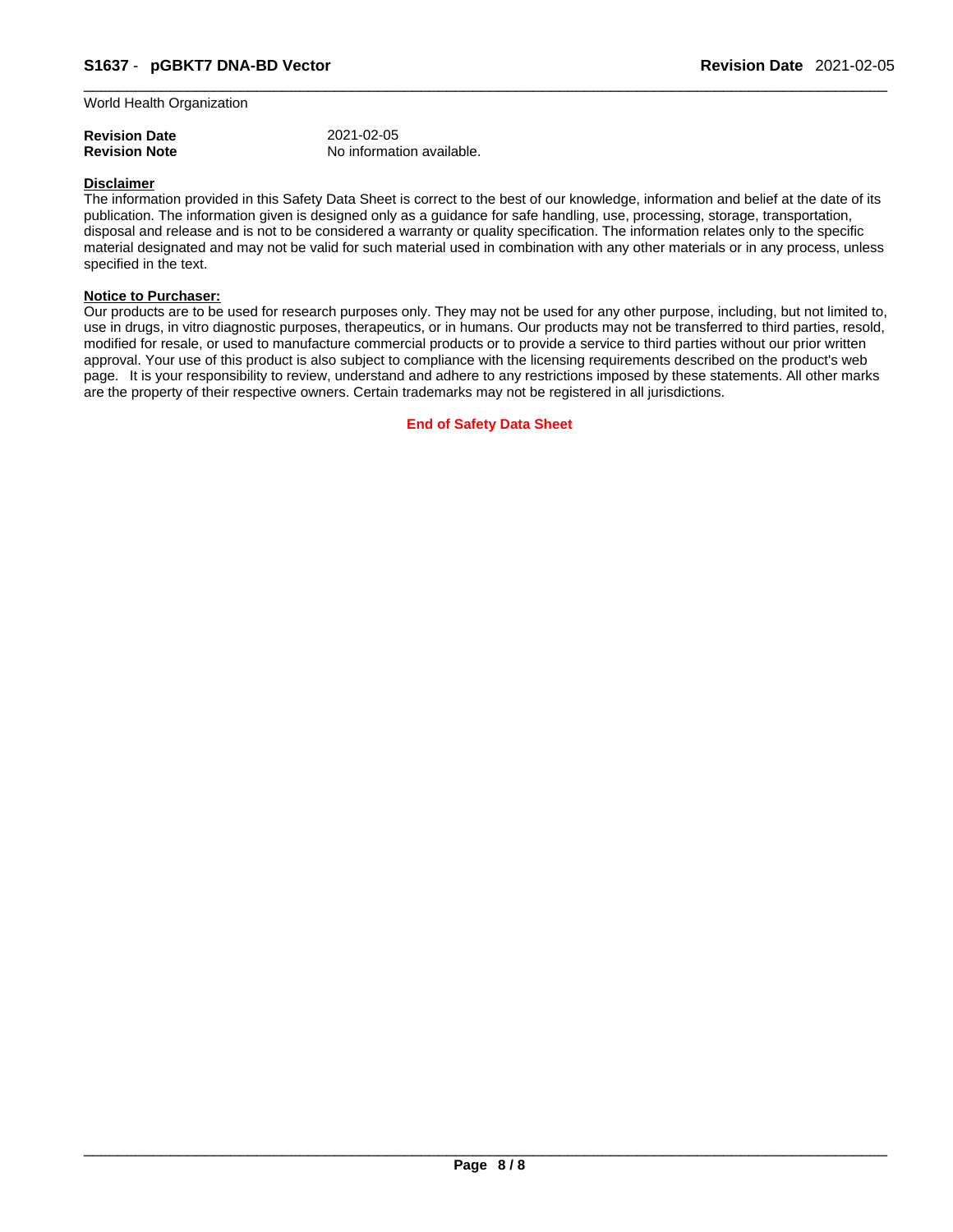World Health Organization

| | |
|---|---|
| **Revision Date** | 2021-02-05 |
| **Revision Note** | No information available. |

**Disclaimer**

The information provided in this Safety Data Sheet is correct to the best of our knowledge, information and belief at the date of its publication. The information given is designed only as a guidance for safe handling, use, processing, storage, transportation, disposal and release and is not to be considered a warranty or quality specification. The information relates only to the specific material designated and may not be valid for such material used in combination with any other materials or in any process, unless specified in the text.

**Notice to Purchaser:**

Our products are to be used for research purposes only. They may not be used for any other purpose, including, but not limited to, use in drugs, in vitro diagnostic purposes, therapeutics, or in humans. Our products may not be transferred to third parties, resold, modified for resale, or used to manufacture commercial products or to provide a service to third parties without our prior written approval. Your use of this product is also subject to compliance with the licensing requirements described on the product's web page. It is your responsibility to review, understand and adhere to any restrictions imposed by these statements. All other marks are the property of their respective owners. Certain trademarks may not be registered in all jurisdictions.

**End of Safety Data Sheet**